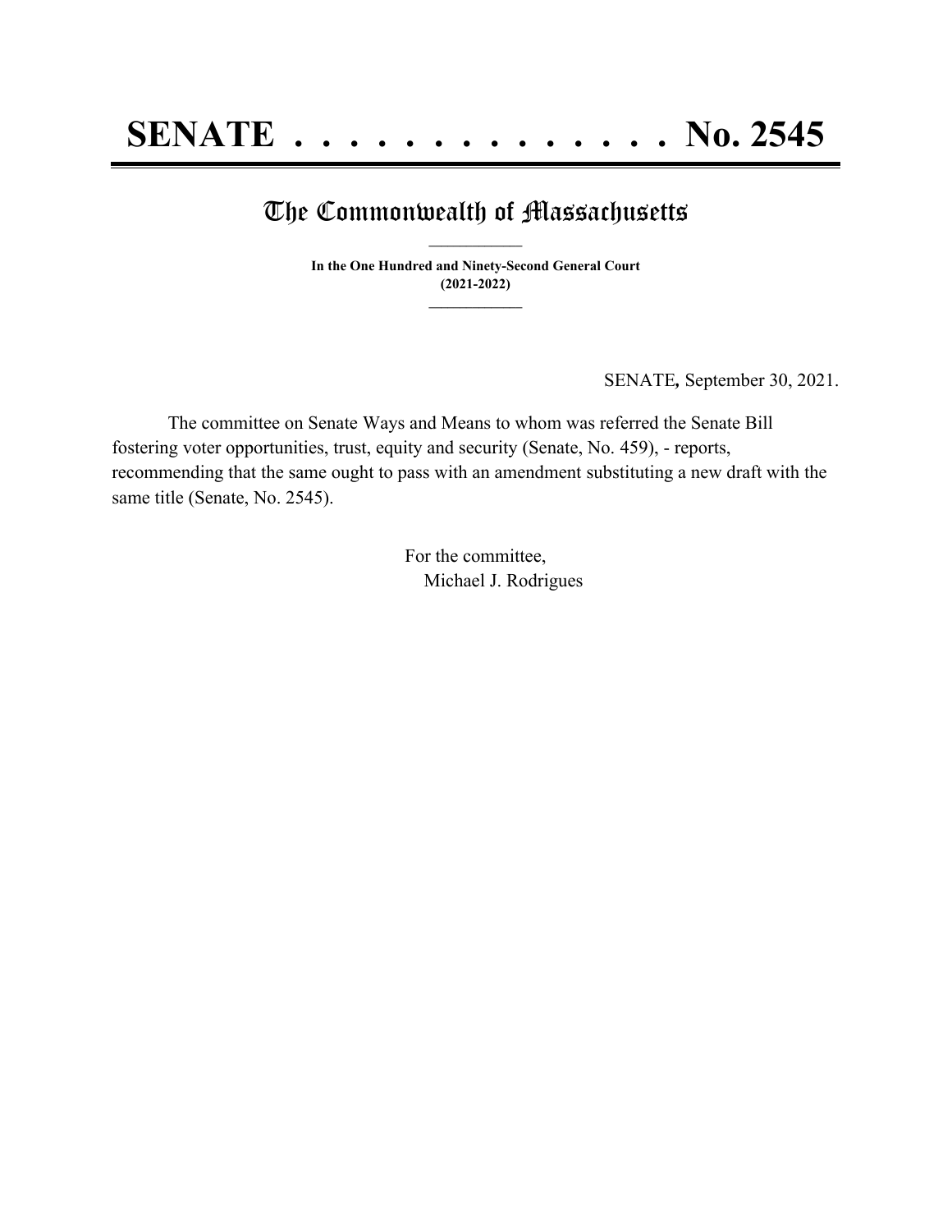# SENATE . . . . . . . . . . . . . . No. 2545

## The Commonwealth of Massachusetts

**In the One Hundred and Ninety-Second General Court**
**(2021-2022)**

SENATE*,* September 30, 2021.

The committee on Senate Ways and Means to whom was referred the Senate Bill fostering voter opportunities, trust, equity and security (Senate, No. 459), - reports, recommending that the same ought to pass with an amendment substituting a new draft with the same title (Senate, No. 2545).

For the committee,
Michael J. Rodrigues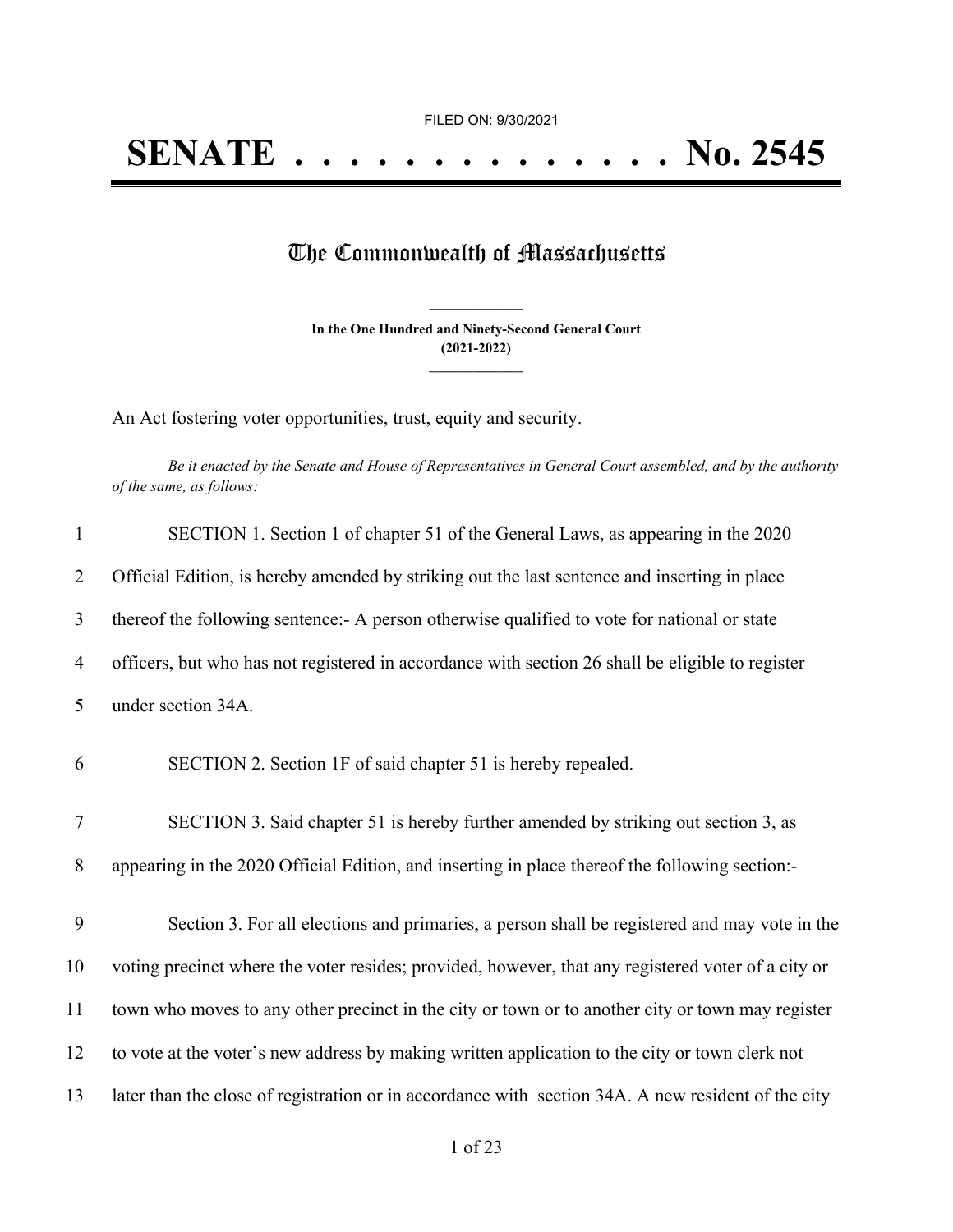FILED ON: 9/30/2021

# SENATE . . . . . . . . . . . . . . No. 2545

## The Commonwealth of Massachusetts

**In the One Hundred and Ninety-Second General Court**
**(2021-2022)**

An Act fostering voter opportunities, trust, equity and security.

*Be it enacted by the Senate and House of Representatives in General Court assembled, and by the authority of the same, as follows:*

1 SECTION 1. Section 1 of chapter 51 of the General Laws, as appearing in the 2020
2 Official Edition, is hereby amended by striking out the last sentence and inserting in place
3 thereof the following sentence:- A person otherwise qualified to vote for national or state
4 officers, but who has not registered in accordance with section 26 shall be eligible to register
5 under section 34A.

6 SECTION 2. Section 1F of said chapter 51 is hereby repealed.

7 SECTION 3. Said chapter 51 is hereby further amended by striking out section 3, as
8 appearing in the 2020 Official Edition, and inserting in place thereof the following section:-

9 Section 3. For all elections and primaries, a person shall be registered and may vote in the
10 voting precinct where the voter resides; provided, however, that any registered voter of a city or
11 town who moves to any other precinct in the city or town or to another city or town may register
12 to vote at the voter's new address by making written application to the city or town clerk not
13 later than the close of registration or in accordance with section 34A. A new resident of the city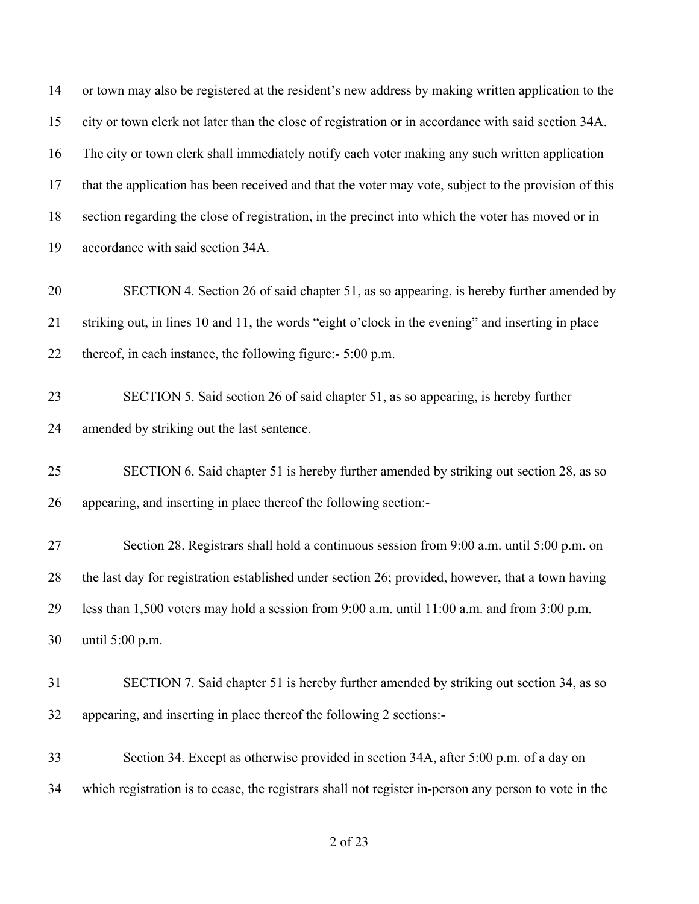or town may also be registered at the resident's new address by making written application to the city or town clerk not later than the close of registration or in accordance with said section 34A. The city or town clerk shall immediately notify each voter making any such written application that the application has been received and that the voter may vote, subject to the provision of this section regarding the close of registration, in the precinct into which the voter has moved or in accordance with said section 34A.

SECTION 4. Section 26 of said chapter 51, as so appearing, is hereby further amended by striking out, in lines 10 and 11, the words "eight o'clock in the evening" and inserting in place thereof, in each instance, the following figure:- 5:00 p.m.

SECTION 5. Said section 26 of said chapter 51, as so appearing, is hereby further amended by striking out the last sentence.

SECTION 6. Said chapter 51 is hereby further amended by striking out section 28, as so appearing, and inserting in place thereof the following section:-

Section 28. Registrars shall hold a continuous session from 9:00 a.m. until 5:00 p.m. on the last day for registration established under section 26; provided, however, that a town having less than 1,500 voters may hold a session from 9:00 a.m. until 11:00 a.m. and from 3:00 p.m. until 5:00 p.m.

SECTION 7. Said chapter 51 is hereby further amended by striking out section 34, as so appearing, and inserting in place thereof the following 2 sections:-

Section 34. Except as otherwise provided in section 34A, after 5:00 p.m. of a day on which registration is to cease, the registrars shall not register in-person any person to vote in the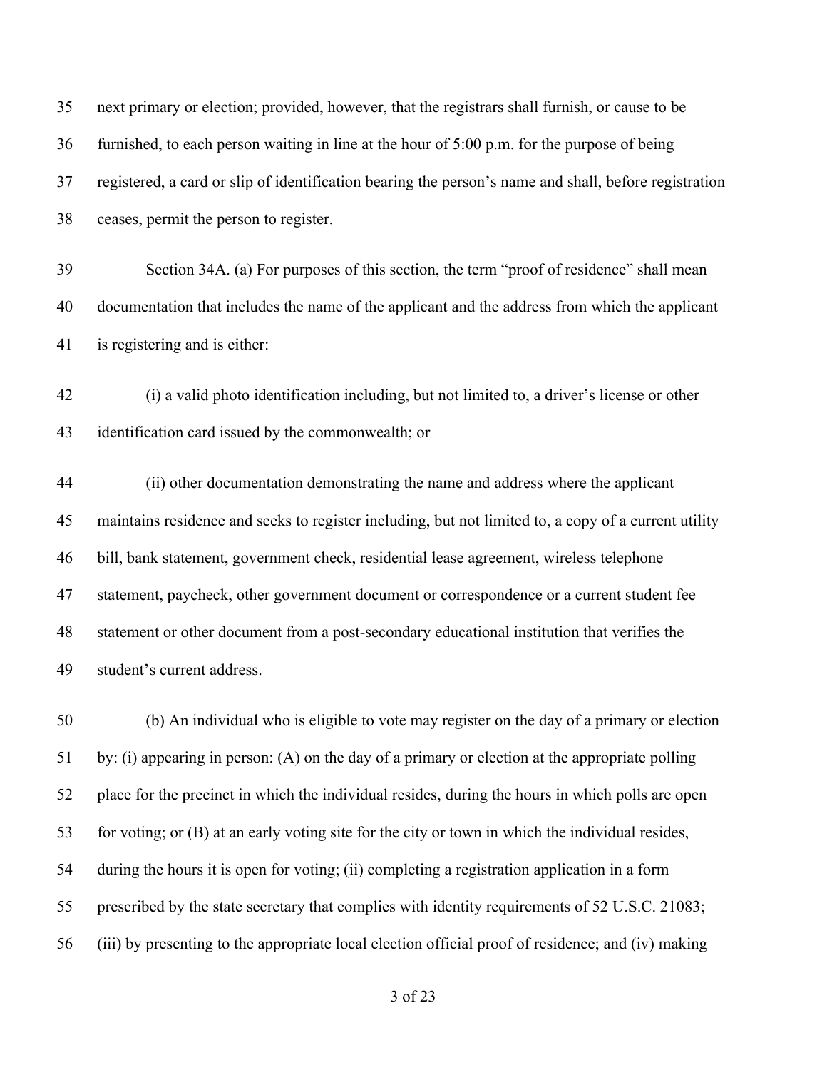next primary or election; provided, however, that the registrars shall furnish, or cause to be furnished, to each person waiting in line at the hour of 5:00 p.m. for the purpose of being registered, a card or slip of identification bearing the person's name and shall, before registration ceases, permit the person to register.

Section 34A. (a) For purposes of this section, the term "proof of residence" shall mean documentation that includes the name of the applicant and the address from which the applicant is registering and is either:

(i) a valid photo identification including, but not limited to, a driver's license or other identification card issued by the commonwealth; or

(ii) other documentation demonstrating the name and address where the applicant maintains residence and seeks to register including, but not limited to, a copy of a current utility bill, bank statement, government check, residential lease agreement, wireless telephone statement, paycheck, other government document or correspondence or a current student fee statement or other document from a post-secondary educational institution that verifies the student's current address.

(b) An individual who is eligible to vote may register on the day of a primary or election by: (i) appearing in person: (A) on the day of a primary or election at the appropriate polling place for the precinct in which the individual resides, during the hours in which polls are open for voting; or (B) at an early voting site for the city or town in which the individual resides, during the hours it is open for voting; (ii) completing a registration application in a form prescribed by the state secretary that complies with identity requirements of 52 U.S.C. 21083; (iii) by presenting to the appropriate local election official proof of residence; and (iv) making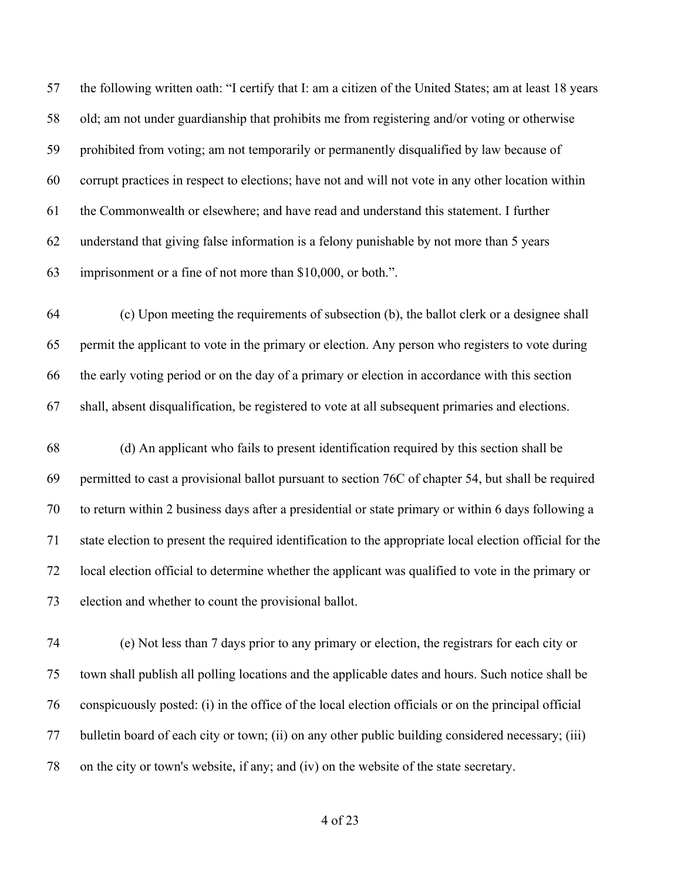the following written oath: "I certify that I: am a citizen of the United States; am at least 18 years old; am not under guardianship that prohibits me from registering and/or voting or otherwise prohibited from voting; am not temporarily or permanently disqualified by law because of corrupt practices in respect to elections; have not and will not vote in any other location within the Commonwealth or elsewhere; and have read and understand this statement. I further understand that giving false information is a felony punishable by not more than 5 years imprisonment or a fine of not more than $10,000, or both.".

(c) Upon meeting the requirements of subsection (b), the ballot clerk or a designee shall permit the applicant to vote in the primary or election. Any person who registers to vote during the early voting period or on the day of a primary or election in accordance with this section shall, absent disqualification, be registered to vote at all subsequent primaries and elections.

(d) An applicant who fails to present identification required by this section shall be permitted to cast a provisional ballot pursuant to section 76C of chapter 54, but shall be required to return within 2 business days after a presidential or state primary or within 6 days following a state election to present the required identification to the appropriate local election official for the local election official to determine whether the applicant was qualified to vote in the primary or election and whether to count the provisional ballot.

(e) Not less than 7 days prior to any primary or election, the registrars for each city or town shall publish all polling locations and the applicable dates and hours. Such notice shall be conspicuously posted: (i) in the office of the local election officials or on the principal official bulletin board of each city or town; (ii) on any other public building considered necessary; (iii) on the city or town's website, if any; and (iv) on the website of the state secretary.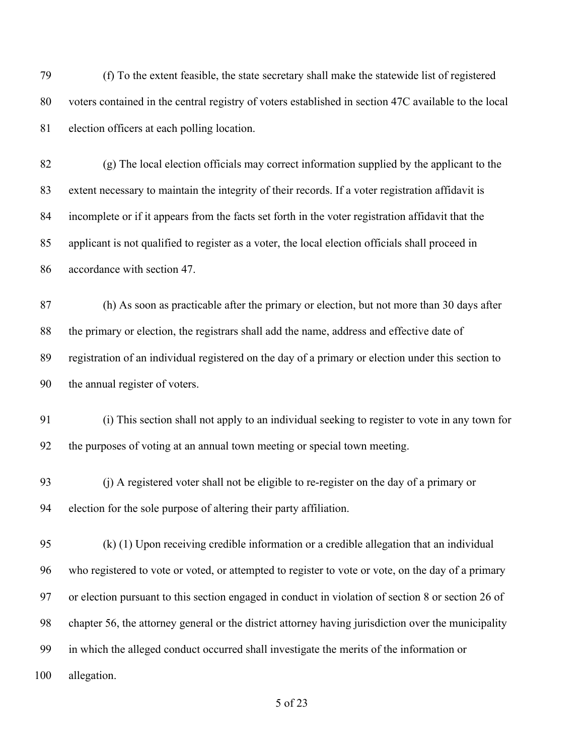(f) To the extent feasible, the state secretary shall make the statewide list of registered voters contained in the central registry of voters established in section 47C available to the local election officers at each polling location.

(g) The local election officials may correct information supplied by the applicant to the extent necessary to maintain the integrity of their records. If a voter registration affidavit is incomplete or if it appears from the facts set forth in the voter registration affidavit that the applicant is not qualified to register as a voter, the local election officials shall proceed in accordance with section 47.

(h) As soon as practicable after the primary or election, but not more than 30 days after the primary or election, the registrars shall add the name, address and effective date of registration of an individual registered on the day of a primary or election under this section to the annual register of voters.

(i) This section shall not apply to an individual seeking to register to vote in any town for the purposes of voting at an annual town meeting or special town meeting.

(j) A registered voter shall not be eligible to re-register on the day of a primary or election for the sole purpose of altering their party affiliation.

(k) (1) Upon receiving credible information or a credible allegation that an individual who registered to vote or voted, or attempted to register to vote or vote, on the day of a primary or election pursuant to this section engaged in conduct in violation of section 8 or section 26 of chapter 56, the attorney general or the district attorney having jurisdiction over the municipality in which the alleged conduct occurred shall investigate the merits of the information or allegation.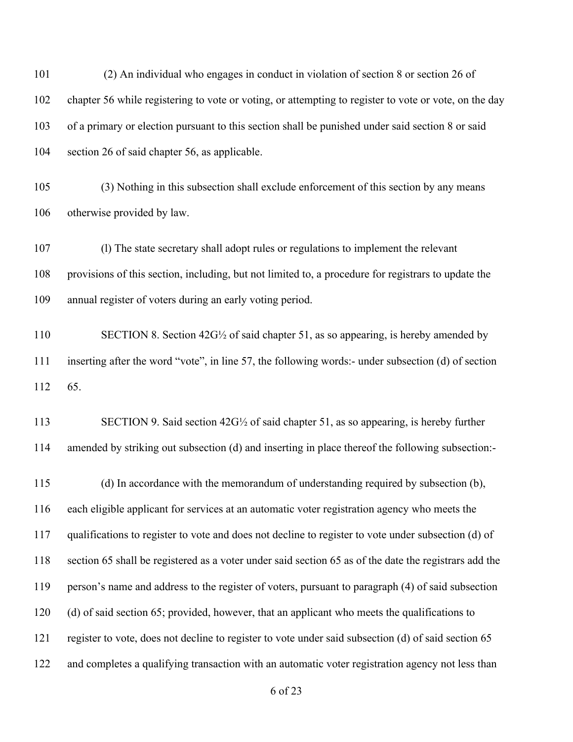(2) An individual who engages in conduct in violation of section 8 or section 26 of chapter 56 while registering to vote or voting, or attempting to register to vote or vote, on the day of a primary or election pursuant to this section shall be punished under said section 8 or said section 26 of said chapter 56, as applicable.

(3) Nothing in this subsection shall exclude enforcement of this section by any means otherwise provided by law.

(l) The state secretary shall adopt rules or regulations to implement the relevant provisions of this section, including, but not limited to, a procedure for registrars to update the annual register of voters during an early voting period.

SECTION 8. Section 42G½ of said chapter 51, as so appearing, is hereby amended by inserting after the word "vote", in line 57, the following words:- under subsection (d) of section 65.

SECTION 9. Said section 42G½ of said chapter 51, as so appearing, is hereby further amended by striking out subsection (d) and inserting in place thereof the following subsection:-

(d) In accordance with the memorandum of understanding required by subsection (b), each eligible applicant for services at an automatic voter registration agency who meets the qualifications to register to vote and does not decline to register to vote under subsection (d) of section 65 shall be registered as a voter under said section 65 as of the date the registrars add the person's name and address to the register of voters, pursuant to paragraph (4) of said subsection (d) of said section 65; provided, however, that an applicant who meets the qualifications to register to vote, does not decline to register to vote under said subsection (d) of said section 65 and completes a qualifying transaction with an automatic voter registration agency not less than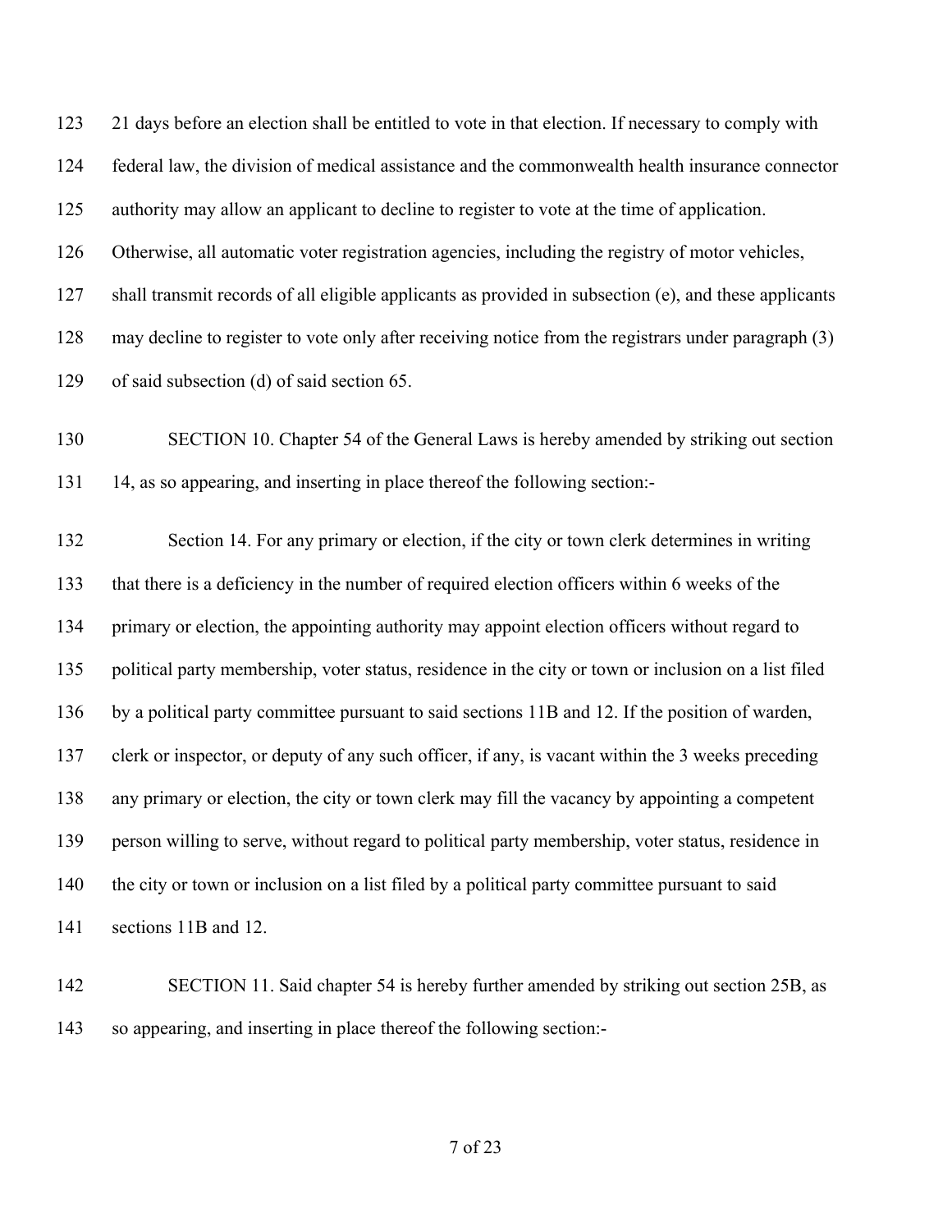21 days before an election shall be entitled to vote in that election. If necessary to comply with federal law, the division of medical assistance and the commonwealth health insurance connector authority may allow an applicant to decline to register to vote at the time of application. Otherwise, all automatic voter registration agencies, including the registry of motor vehicles, shall transmit records of all eligible applicants as provided in subsection (e), and these applicants may decline to register to vote only after receiving notice from the registrars under paragraph (3) of said subsection (d) of said section 65.

SECTION 10. Chapter 54 of the General Laws is hereby amended by striking out section 14, as so appearing, and inserting in place thereof the following section:-

Section 14. For any primary or election, if the city or town clerk determines in writing that there is a deficiency in the number of required election officers within 6 weeks of the primary or election, the appointing authority may appoint election officers without regard to political party membership, voter status, residence in the city or town or inclusion on a list filed by a political party committee pursuant to said sections 11B and 12. If the position of warden, clerk or inspector, or deputy of any such officer, if any, is vacant within the 3 weeks preceding any primary or election, the city or town clerk may fill the vacancy by appointing a competent person willing to serve, without regard to political party membership, voter status, residence in the city or town or inclusion on a list filed by a political party committee pursuant to said sections 11B and 12.

SECTION 11. Said chapter 54 is hereby further amended by striking out section 25B, as so appearing, and inserting in place thereof the following section:-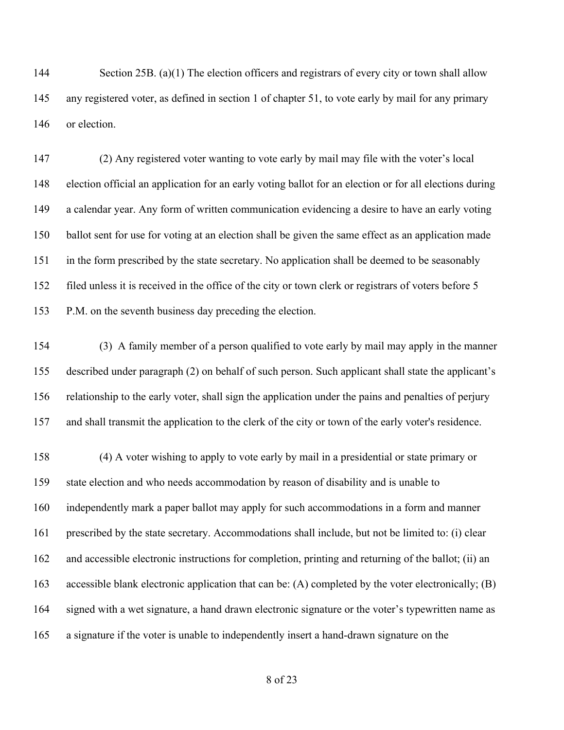Section 25B. (a)(1) The election officers and registrars of every city or town shall allow any registered voter, as defined in section 1 of chapter 51, to vote early by mail for any primary or election.

(2) Any registered voter wanting to vote early by mail may file with the voter's local election official an application for an early voting ballot for an election or for all elections during a calendar year. Any form of written communication evidencing a desire to have an early voting ballot sent for use for voting at an election shall be given the same effect as an application made in the form prescribed by the state secretary. No application shall be deemed to be seasonably filed unless it is received in the office of the city or town clerk or registrars of voters before 5 P.M. on the seventh business day preceding the election.

(3) A family member of a person qualified to vote early by mail may apply in the manner described under paragraph (2) on behalf of such person. Such applicant shall state the applicant's relationship to the early voter, shall sign the application under the pains and penalties of perjury and shall transmit the application to the clerk of the city or town of the early voter's residence.

(4) A voter wishing to apply to vote early by mail in a presidential or state primary or state election and who needs accommodation by reason of disability and is unable to independently mark a paper ballot may apply for such accommodations in a form and manner prescribed by the state secretary. Accommodations shall include, but not be limited to: (i) clear and accessible electronic instructions for completion, printing and returning of the ballot; (ii) an accessible blank electronic application that can be: (A) completed by the voter electronically; (B) signed with a wet signature, a hand drawn electronic signature or the voter's typewritten name as a signature if the voter is unable to independently insert a hand-drawn signature on the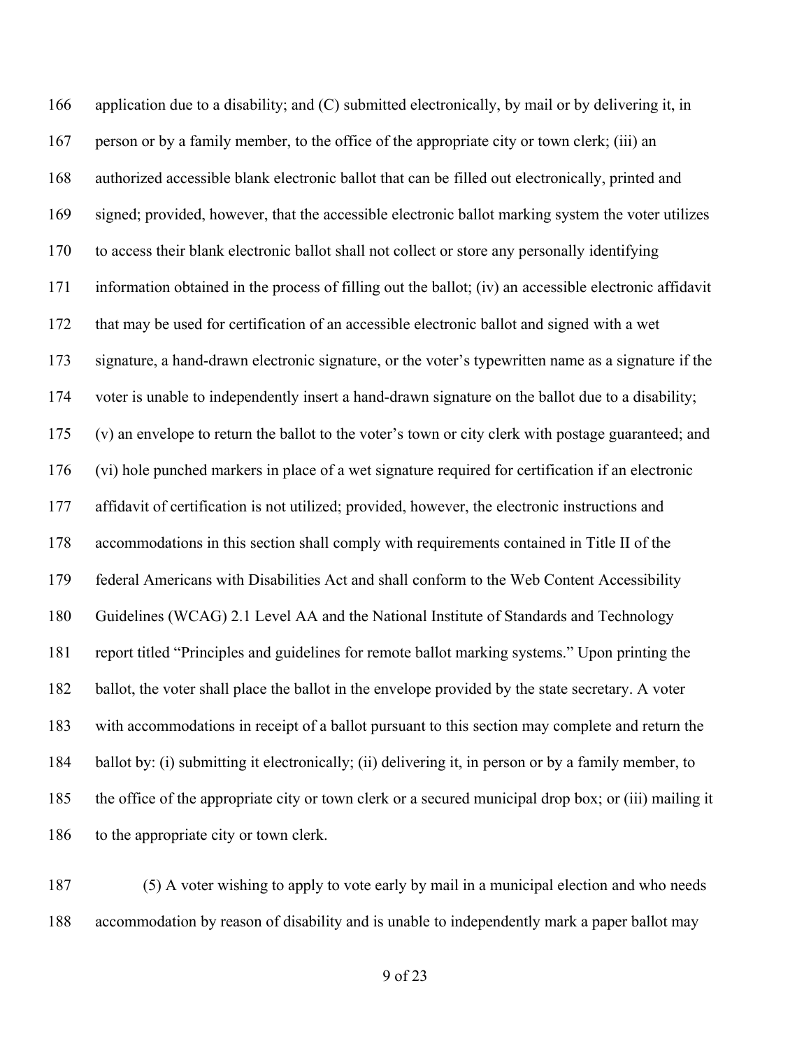application due to a disability; and (C) submitted electronically, by mail or by delivering it, in person or by a family member, to the office of the appropriate city or town clerk; (iii) an authorized accessible blank electronic ballot that can be filled out electronically, printed and signed; provided, however, that the accessible electronic ballot marking system the voter utilizes to access their blank electronic ballot shall not collect or store any personally identifying information obtained in the process of filling out the ballot; (iv) an accessible electronic affidavit that may be used for certification of an accessible electronic ballot and signed with a wet signature, a hand-drawn electronic signature, or the voter's typewritten name as a signature if the voter is unable to independently insert a hand-drawn signature on the ballot due to a disability; (v) an envelope to return the ballot to the voter's town or city clerk with postage guaranteed; and (vi) hole punched markers in place of a wet signature required for certification if an electronic affidavit of certification is not utilized; provided, however, the electronic instructions and accommodations in this section shall comply with requirements contained in Title II of the federal Americans with Disabilities Act and shall conform to the Web Content Accessibility Guidelines (WCAG) 2.1 Level AA and the National Institute of Standards and Technology report titled "Principles and guidelines for remote ballot marking systems." Upon printing the ballot, the voter shall place the ballot in the envelope provided by the state secretary. A voter with accommodations in receipt of a ballot pursuant to this section may complete and return the ballot by: (i) submitting it electronically; (ii) delivering it, in person or by a family member, to the office of the appropriate city or town clerk or a secured municipal drop box; or (iii) mailing it to the appropriate city or town clerk.

(5) A voter wishing to apply to vote early by mail in a municipal election and who needs accommodation by reason of disability and is unable to independently mark a paper ballot may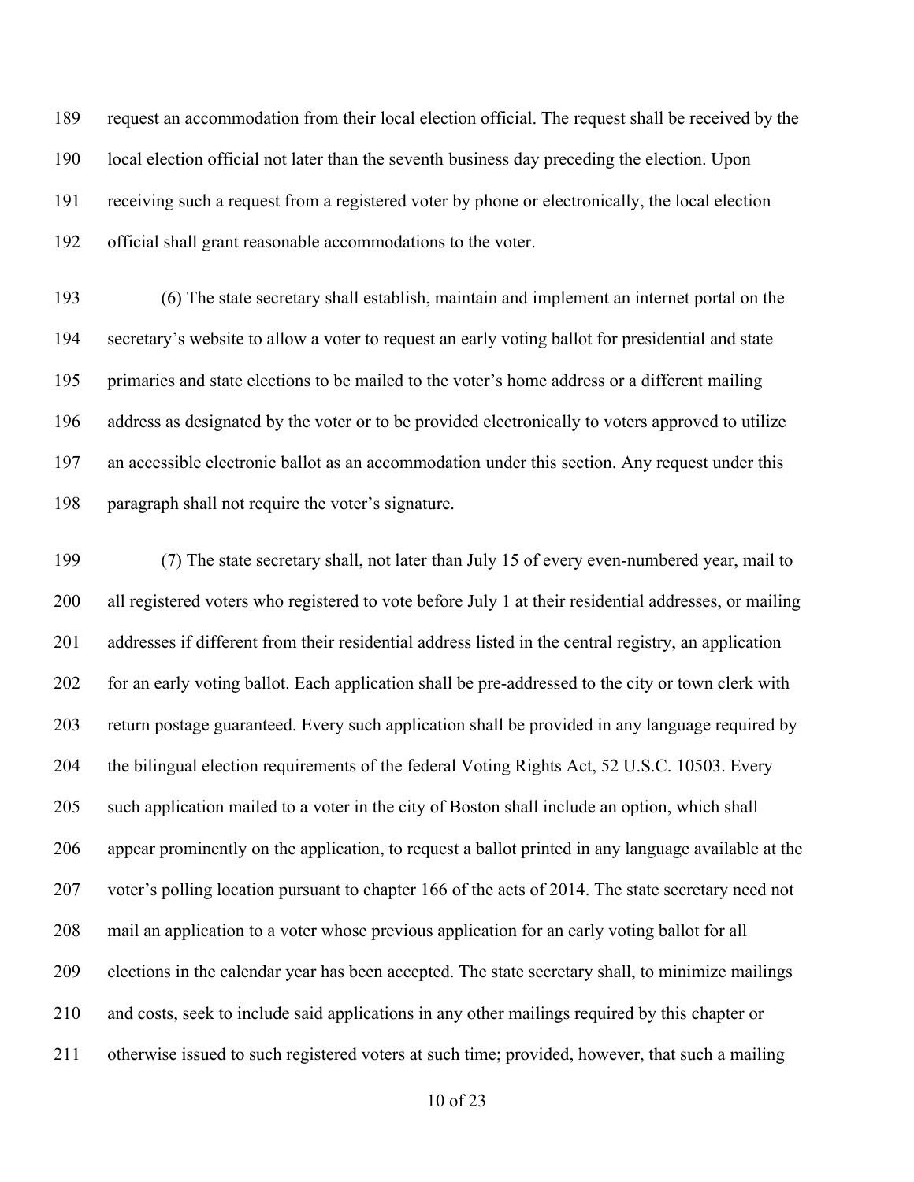request an accommodation from their local election official. The request shall be received by the local election official not later than the seventh business day preceding the election. Upon receiving such a request from a registered voter by phone or electronically, the local election official shall grant reasonable accommodations to the voter.

(6) The state secretary shall establish, maintain and implement an internet portal on the secretary's website to allow a voter to request an early voting ballot for presidential and state primaries and state elections to be mailed to the voter's home address or a different mailing address as designated by the voter or to be provided electronically to voters approved to utilize an accessible electronic ballot as an accommodation under this section. Any request under this paragraph shall not require the voter's signature.

(7) The state secretary shall, not later than July 15 of every even-numbered year, mail to all registered voters who registered to vote before July 1 at their residential addresses, or mailing addresses if different from their residential address listed in the central registry, an application for an early voting ballot. Each application shall be pre-addressed to the city or town clerk with return postage guaranteed. Every such application shall be provided in any language required by the bilingual election requirements of the federal Voting Rights Act, 52 U.S.C. 10503. Every such application mailed to a voter in the city of Boston shall include an option, which shall appear prominently on the application, to request a ballot printed in any language available at the voter's polling location pursuant to chapter 166 of the acts of 2014. The state secretary need not mail an application to a voter whose previous application for an early voting ballot for all elections in the calendar year has been accepted. The state secretary shall, to minimize mailings and costs, seek to include said applications in any other mailings required by this chapter or otherwise issued to such registered voters at such time; provided, however, that such a mailing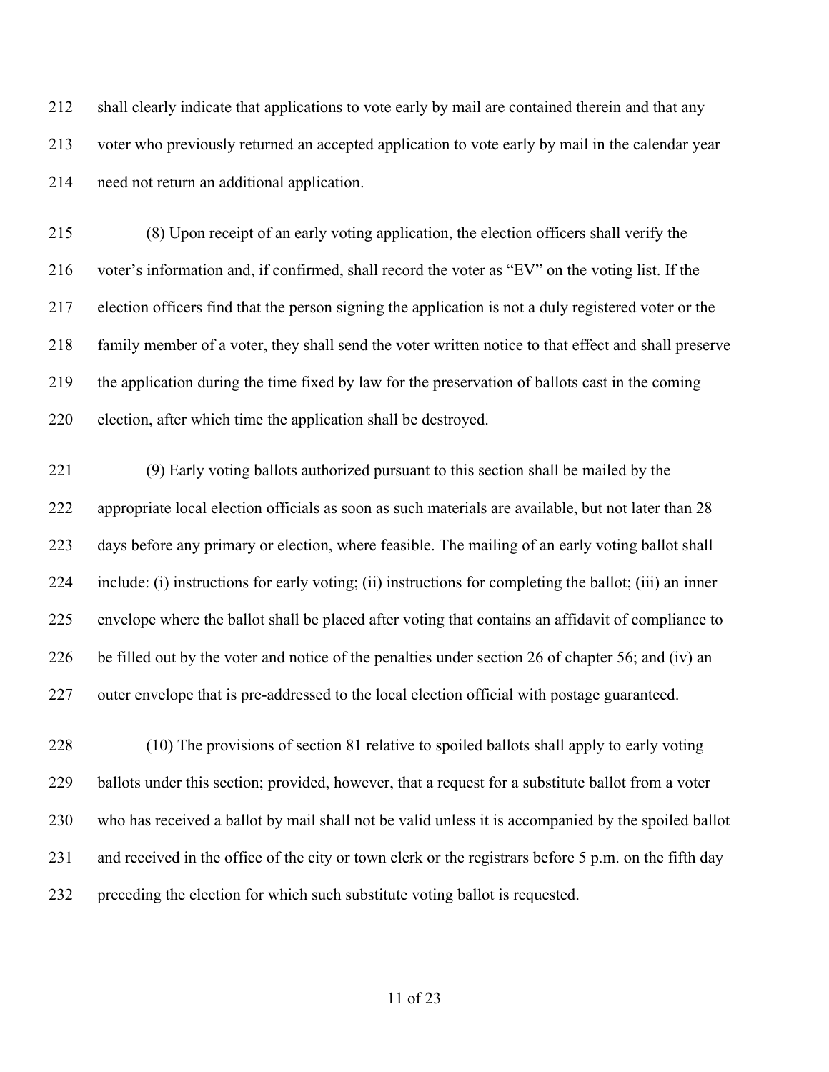shall clearly indicate that applications to vote early by mail are contained therein and that any voter who previously returned an accepted application to vote early by mail in the calendar year need not return an additional application.

(8) Upon receipt of an early voting application, the election officers shall verify the voter's information and, if confirmed, shall record the voter as "EV" on the voting list. If the election officers find that the person signing the application is not a duly registered voter or the family member of a voter, they shall send the voter written notice to that effect and shall preserve the application during the time fixed by law for the preservation of ballots cast in the coming election, after which time the application shall be destroyed.

(9) Early voting ballots authorized pursuant to this section shall be mailed by the appropriate local election officials as soon as such materials are available, but not later than 28 days before any primary or election, where feasible. The mailing of an early voting ballot shall include: (i) instructions for early voting; (ii) instructions for completing the ballot; (iii) an inner envelope where the ballot shall be placed after voting that contains an affidavit of compliance to be filled out by the voter and notice of the penalties under section 26 of chapter 56; and (iv) an outer envelope that is pre-addressed to the local election official with postage guaranteed.

(10) The provisions of section 81 relative to spoiled ballots shall apply to early voting ballots under this section; provided, however, that a request for a substitute ballot from a voter who has received a ballot by mail shall not be valid unless it is accompanied by the spoiled ballot and received in the office of the city or town clerk or the registrars before 5 p.m. on the fifth day preceding the election for which such substitute voting ballot is requested.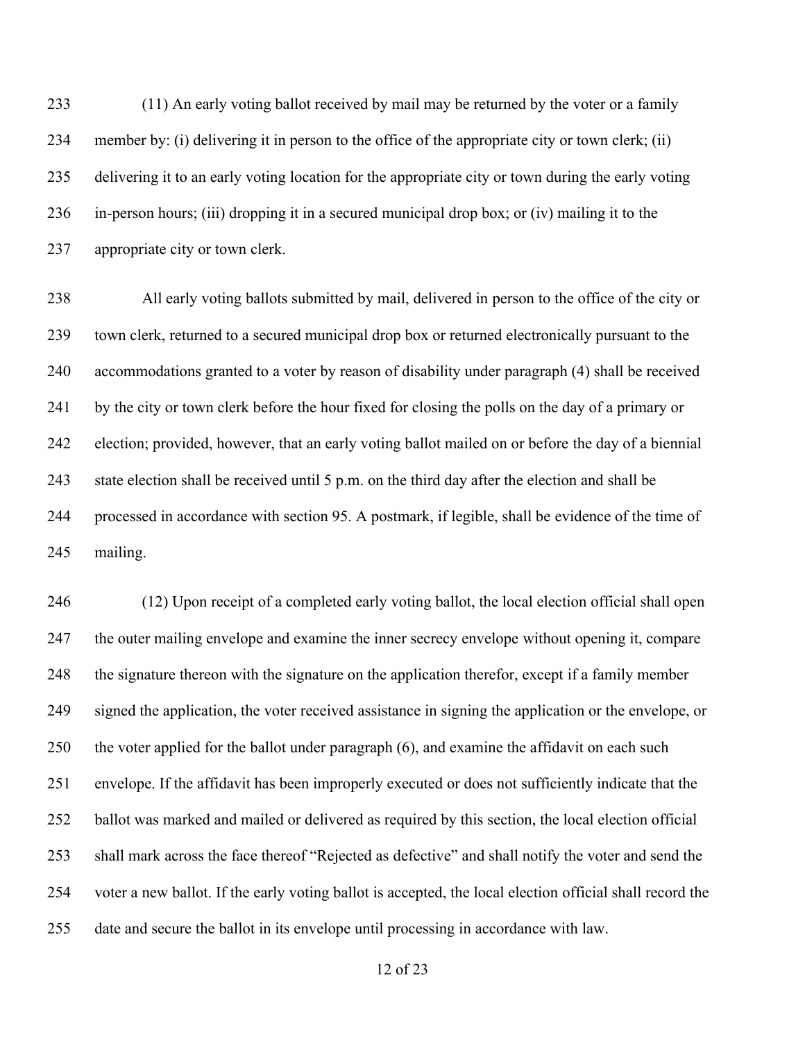(11) An early voting ballot received by mail may be returned by the voter or a family member by: (i) delivering it in person to the office of the appropriate city or town clerk; (ii) delivering it to an early voting location for the appropriate city or town during the early voting in-person hours; (iii) dropping it in a secured municipal drop box; or (iv) mailing it to the appropriate city or town clerk.

All early voting ballots submitted by mail, delivered in person to the office of the city or town clerk, returned to a secured municipal drop box or returned electronically pursuant to the accommodations granted to a voter by reason of disability under paragraph (4) shall be received by the city or town clerk before the hour fixed for closing the polls on the day of a primary or election; provided, however, that an early voting ballot mailed on or before the day of a biennial state election shall be received until 5 p.m. on the third day after the election and shall be processed in accordance with section 95. A postmark, if legible, shall be evidence of the time of mailing.

(12) Upon receipt of a completed early voting ballot, the local election official shall open the outer mailing envelope and examine the inner secrecy envelope without opening it, compare the signature thereon with the signature on the application therefor, except if a family member signed the application, the voter received assistance in signing the application or the envelope, or the voter applied for the ballot under paragraph (6), and examine the affidavit on each such envelope. If the affidavit has been improperly executed or does not sufficiently indicate that the ballot was marked and mailed or delivered as required by this section, the local election official shall mark across the face thereof "Rejected as defective" and shall notify the voter and send the voter a new ballot. If the early voting ballot is accepted, the local election official shall record the date and secure the ballot in its envelope until processing in accordance with law.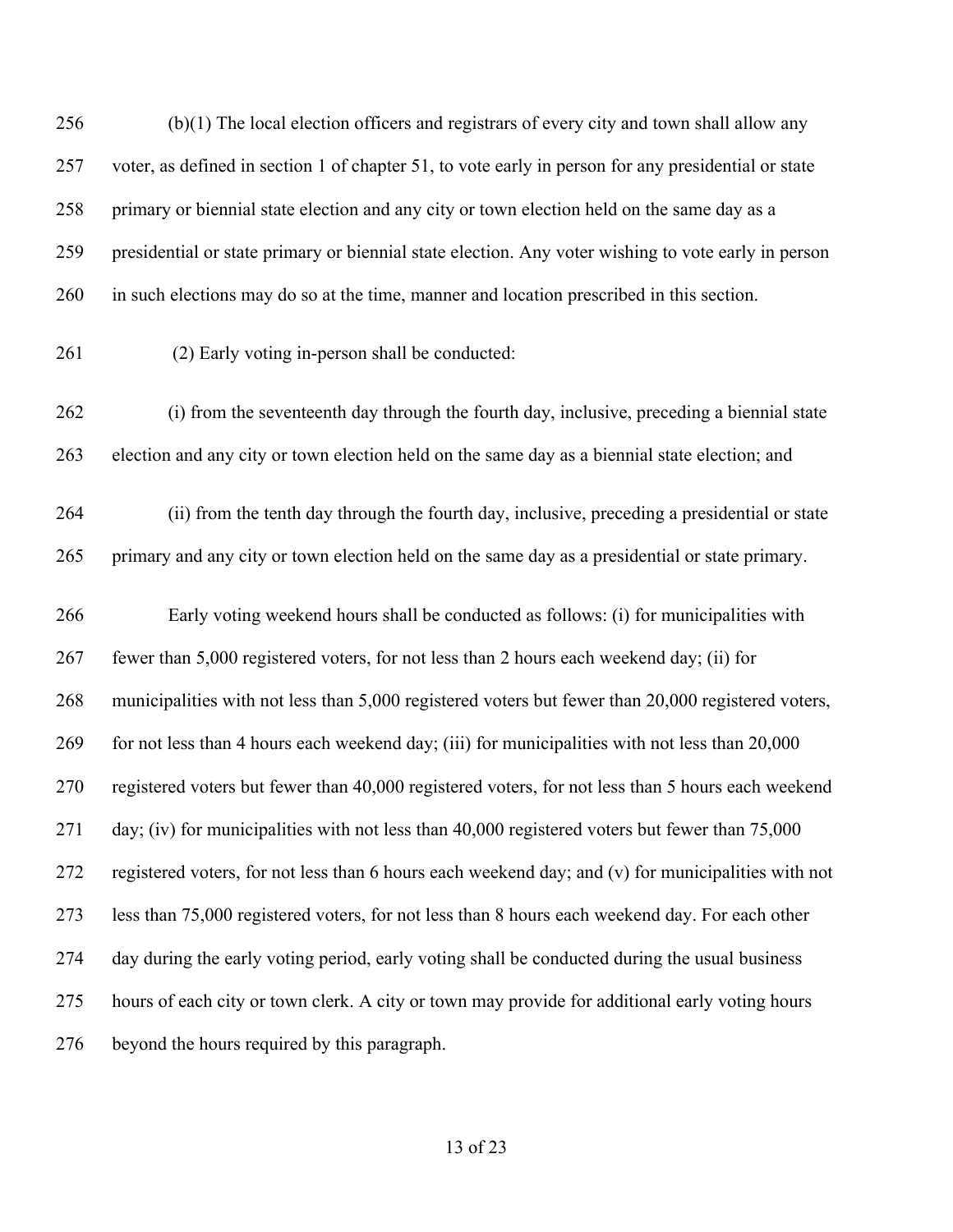(b)(1) The local election officers and registrars of every city and town shall allow any voter, as defined in section 1 of chapter 51, to vote early in person for any presidential or state primary or biennial state election and any city or town election held on the same day as a presidential or state primary or biennial state election. Any voter wishing to vote early in person in such elections may do so at the time, manner and location prescribed in this section.

(2) Early voting in-person shall be conducted:

(i) from the seventeenth day through the fourth day, inclusive, preceding a biennial state election and any city or town election held on the same day as a biennial state election; and

(ii) from the tenth day through the fourth day, inclusive, preceding a presidential or state primary and any city or town election held on the same day as a presidential or state primary.

Early voting weekend hours shall be conducted as follows: (i) for municipalities with fewer than 5,000 registered voters, for not less than 2 hours each weekend day; (ii) for municipalities with not less than 5,000 registered voters but fewer than 20,000 registered voters, for not less than 4 hours each weekend day; (iii) for municipalities with not less than 20,000 registered voters but fewer than 40,000 registered voters, for not less than 5 hours each weekend day; (iv) for municipalities with not less than 40,000 registered voters but fewer than 75,000 registered voters, for not less than 6 hours each weekend day; and (v) for municipalities with not less than 75,000 registered voters, for not less than 8 hours each weekend day. For each other day during the early voting period, early voting shall be conducted during the usual business hours of each city or town clerk. A city or town may provide for additional early voting hours beyond the hours required by this paragraph.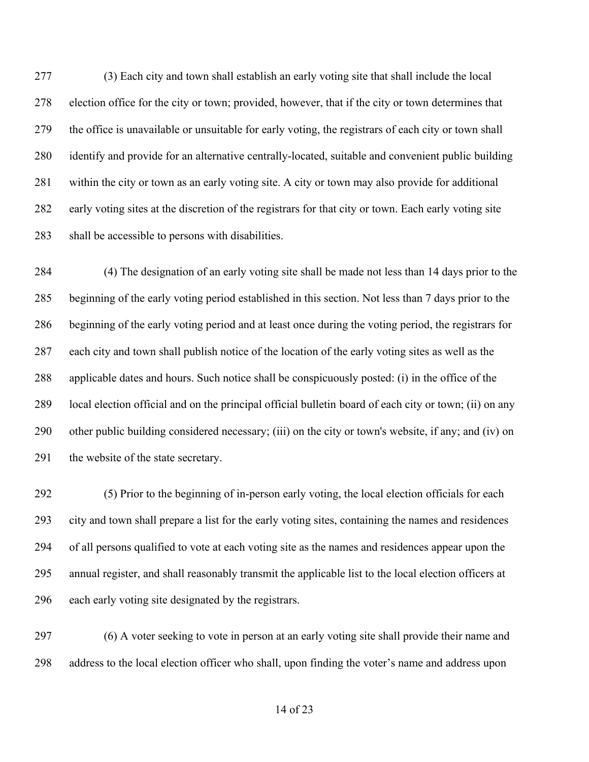(3) Each city and town shall establish an early voting site that shall include the local election office for the city or town; provided, however, that if the city or town determines that the office is unavailable or unsuitable for early voting, the registrars of each city or town shall identify and provide for an alternative centrally-located, suitable and convenient public building within the city or town as an early voting site. A city or town may also provide for additional early voting sites at the discretion of the registrars for that city or town. Each early voting site shall be accessible to persons with disabilities.

(4) The designation of an early voting site shall be made not less than 14 days prior to the beginning of the early voting period established in this section. Not less than 7 days prior to the beginning of the early voting period and at least once during the voting period, the registrars for each city and town shall publish notice of the location of the early voting sites as well as the applicable dates and hours. Such notice shall be conspicuously posted: (i) in the office of the local election official and on the principal official bulletin board of each city or town; (ii) on any other public building considered necessary; (iii) on the city or town's website, if any; and (iv) on the website of the state secretary.

(5) Prior to the beginning of in-person early voting, the local election officials for each city and town shall prepare a list for the early voting sites, containing the names and residences of all persons qualified to vote at each voting site as the names and residences appear upon the annual register, and shall reasonably transmit the applicable list to the local election officers at each early voting site designated by the registrars.

(6) A voter seeking to vote in person at an early voting site shall provide their name and address to the local election officer who shall, upon finding the voter's name and address upon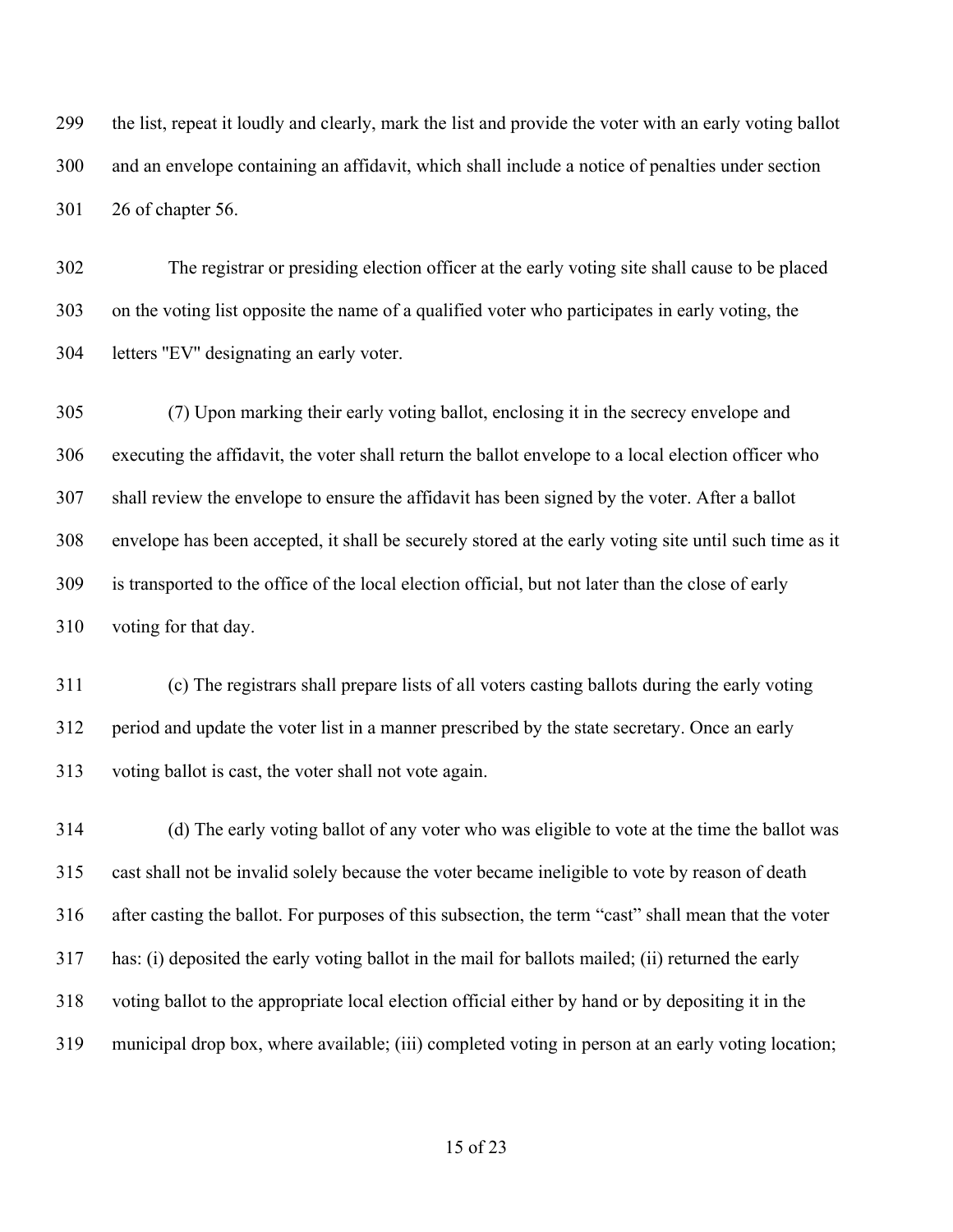the list, repeat it loudly and clearly, mark the list and provide the voter with an early voting ballot and an envelope containing an affidavit, which shall include a notice of penalties under section 26 of chapter 56.

The registrar or presiding election officer at the early voting site shall cause to be placed on the voting list opposite the name of a qualified voter who participates in early voting, the letters "EV" designating an early voter.

(7) Upon marking their early voting ballot, enclosing it in the secrecy envelope and executing the affidavit, the voter shall return the ballot envelope to a local election officer who shall review the envelope to ensure the affidavit has been signed by the voter. After a ballot envelope has been accepted, it shall be securely stored at the early voting site until such time as it is transported to the office of the local election official, but not later than the close of early voting for that day.

(c) The registrars shall prepare lists of all voters casting ballots during the early voting period and update the voter list in a manner prescribed by the state secretary. Once an early voting ballot is cast, the voter shall not vote again.

(d) The early voting ballot of any voter who was eligible to vote at the time the ballot was cast shall not be invalid solely because the voter became ineligible to vote by reason of death after casting the ballot. For purposes of this subsection, the term "cast" shall mean that the voter has: (i) deposited the early voting ballot in the mail for ballots mailed; (ii) returned the early voting ballot to the appropriate local election official either by hand or by depositing it in the municipal drop box, where available; (iii) completed voting in person at an early voting location;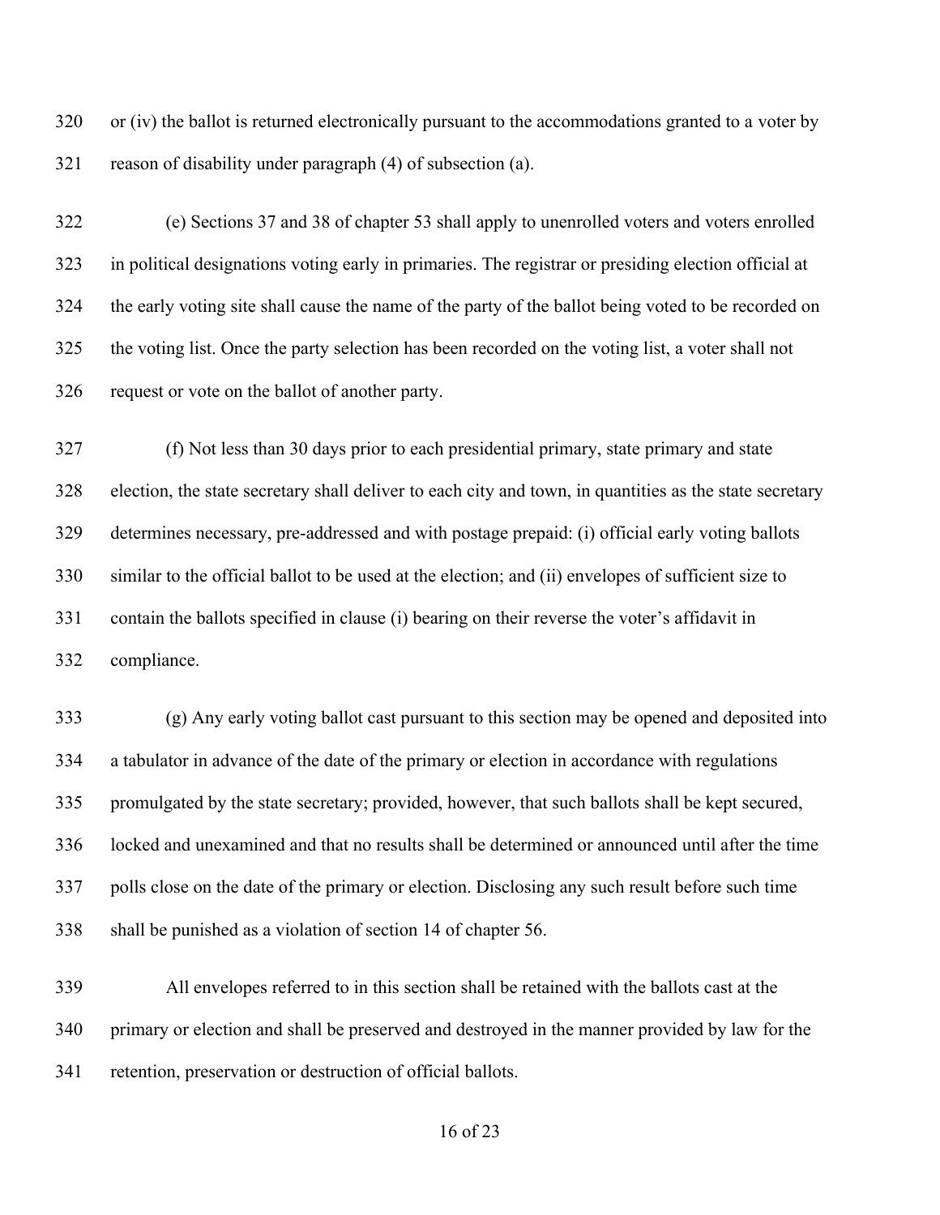or (iv) the ballot is returned electronically pursuant to the accommodations granted to a voter by reason of disability under paragraph (4) of subsection (a).

(e) Sections 37 and 38 of chapter 53 shall apply to unenrolled voters and voters enrolled in political designations voting early in primaries. The registrar or presiding election official at the early voting site shall cause the name of the party of the ballot being voted to be recorded on the voting list. Once the party selection has been recorded on the voting list, a voter shall not request or vote on the ballot of another party.

(f) Not less than 30 days prior to each presidential primary, state primary and state election, the state secretary shall deliver to each city and town, in quantities as the state secretary determines necessary, pre-addressed and with postage prepaid: (i) official early voting ballots similar to the official ballot to be used at the election; and (ii) envelopes of sufficient size to contain the ballots specified in clause (i) bearing on their reverse the voter's affidavit in compliance.

(g) Any early voting ballot cast pursuant to this section may be opened and deposited into a tabulator in advance of the date of the primary or election in accordance with regulations promulgated by the state secretary; provided, however, that such ballots shall be kept secured, locked and unexamined and that no results shall be determined or announced until after the time polls close on the date of the primary or election. Disclosing any such result before such time shall be punished as a violation of section 14 of chapter 56.

All envelopes referred to in this section shall be retained with the ballots cast at the primary or election and shall be preserved and destroyed in the manner provided by law for the retention, preservation or destruction of official ballots.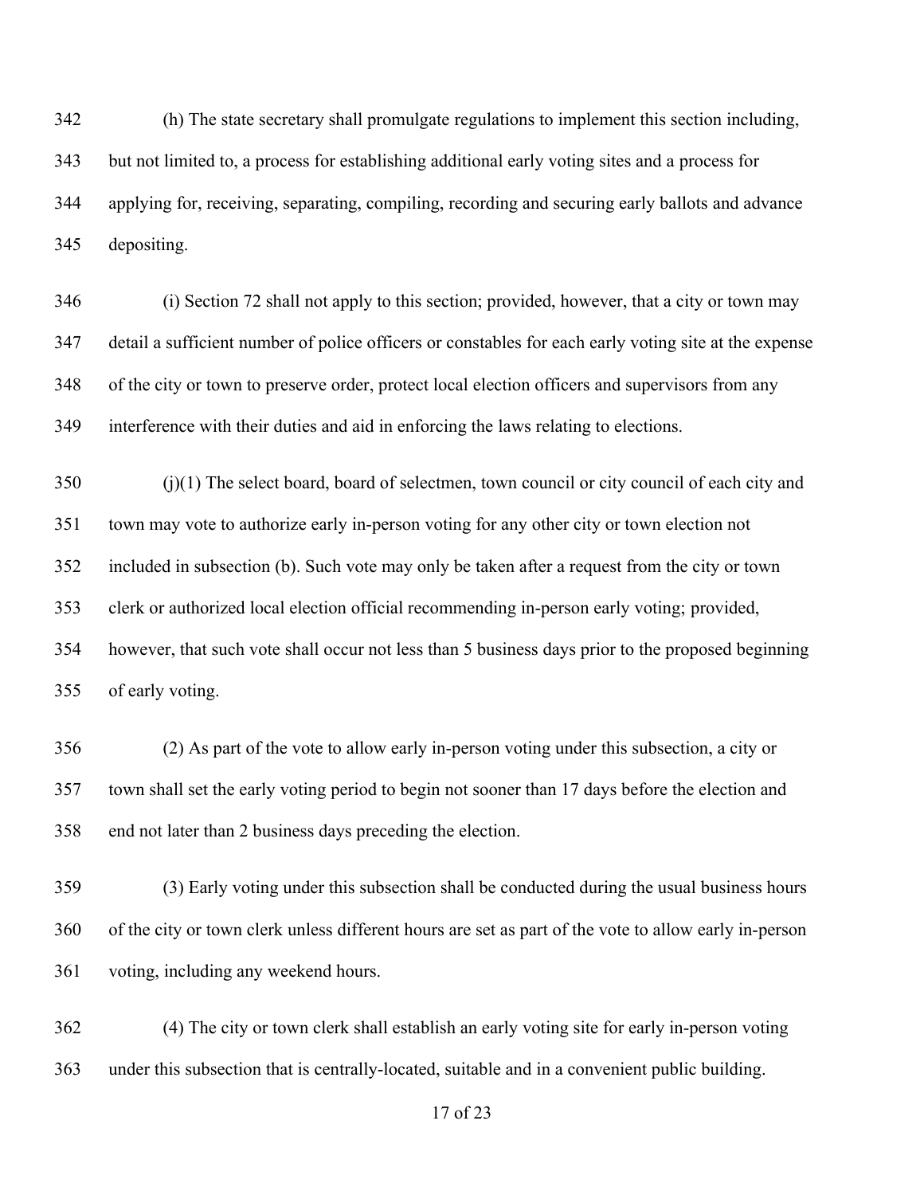(h) The state secretary shall promulgate regulations to implement this section including, but not limited to, a process for establishing additional early voting sites and a process for applying for, receiving, separating, compiling, recording and securing early ballots and advance depositing.

(i) Section 72 shall not apply to this section; provided, however, that a city or town may detail a sufficient number of police officers or constables for each early voting site at the expense of the city or town to preserve order, protect local election officers and supervisors from any interference with their duties and aid in enforcing the laws relating to elections.

(j)(1) The select board, board of selectmen, town council or city council of each city and town may vote to authorize early in-person voting for any other city or town election not included in subsection (b). Such vote may only be taken after a request from the city or town clerk or authorized local election official recommending in-person early voting; provided, however, that such vote shall occur not less than 5 business days prior to the proposed beginning of early voting.

(2) As part of the vote to allow early in-person voting under this subsection, a city or town shall set the early voting period to begin not sooner than 17 days before the election and end not later than 2 business days preceding the election.

(3) Early voting under this subsection shall be conducted during the usual business hours of the city or town clerk unless different hours are set as part of the vote to allow early in-person voting, including any weekend hours.

(4) The city or town clerk shall establish an early voting site for early in-person voting under this subsection that is centrally-located, suitable and in a convenient public building.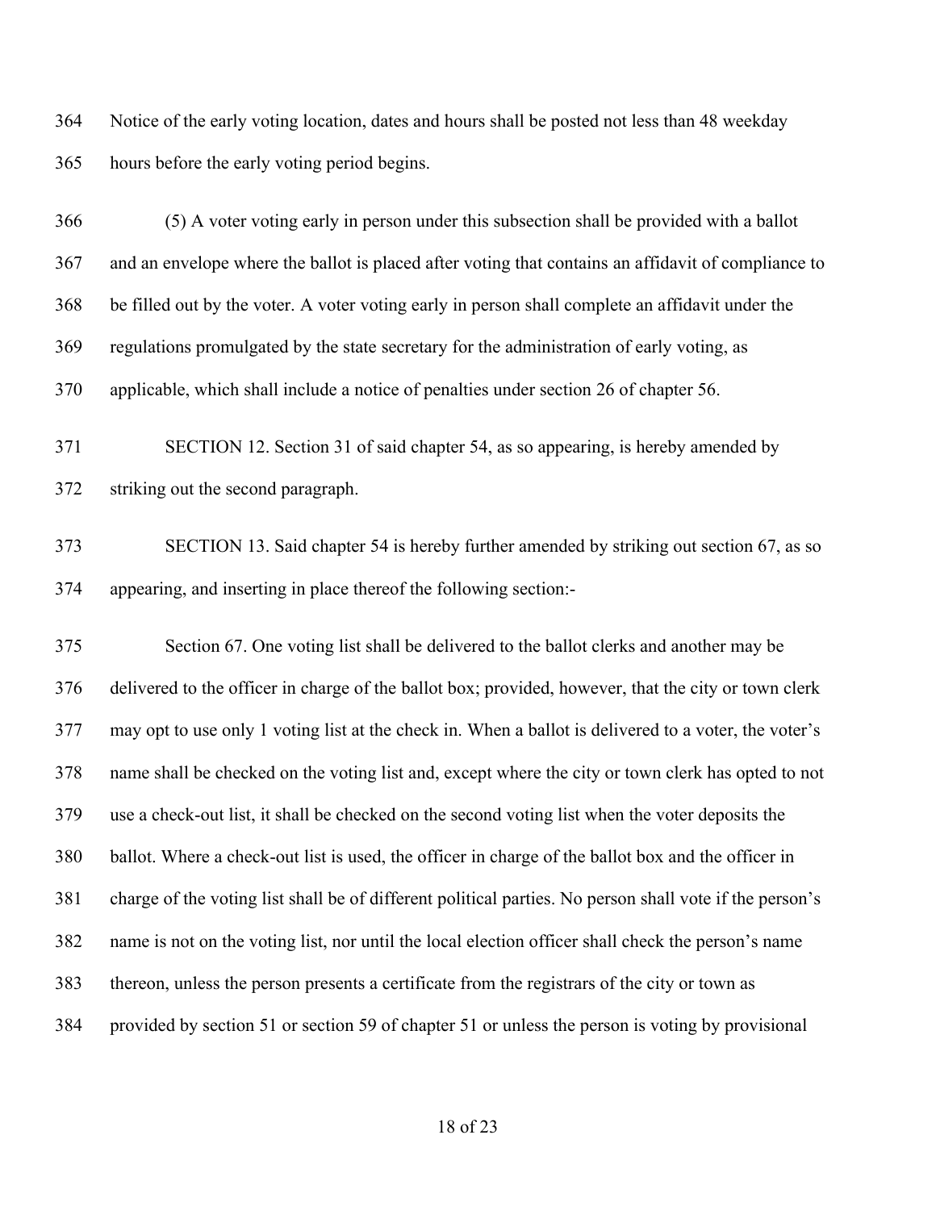Notice of the early voting location, dates and hours shall be posted not less than 48 weekday hours before the early voting period begins.

(5) A voter voting early in person under this subsection shall be provided with a ballot and an envelope where the ballot is placed after voting that contains an affidavit of compliance to be filled out by the voter. A voter voting early in person shall complete an affidavit under the regulations promulgated by the state secretary for the administration of early voting, as applicable, which shall include a notice of penalties under section 26 of chapter 56.

SECTION 12. Section 31 of said chapter 54, as so appearing, is hereby amended by striking out the second paragraph.

SECTION 13. Said chapter 54 is hereby further amended by striking out section 67, as so appearing, and inserting in place thereof the following section:-

Section 67. One voting list shall be delivered to the ballot clerks and another may be delivered to the officer in charge of the ballot box; provided, however, that the city or town clerk may opt to use only 1 voting list at the check in. When a ballot is delivered to a voter, the voter's name shall be checked on the voting list and, except where the city or town clerk has opted to not use a check-out list, it shall be checked on the second voting list when the voter deposits the ballot. Where a check-out list is used, the officer in charge of the ballot box and the officer in charge of the voting list shall be of different political parties. No person shall vote if the person's name is not on the voting list, nor until the local election officer shall check the person's name thereon, unless the person presents a certificate from the registrars of the city or town as provided by section 51 or section 59 of chapter 51 or unless the person is voting by provisional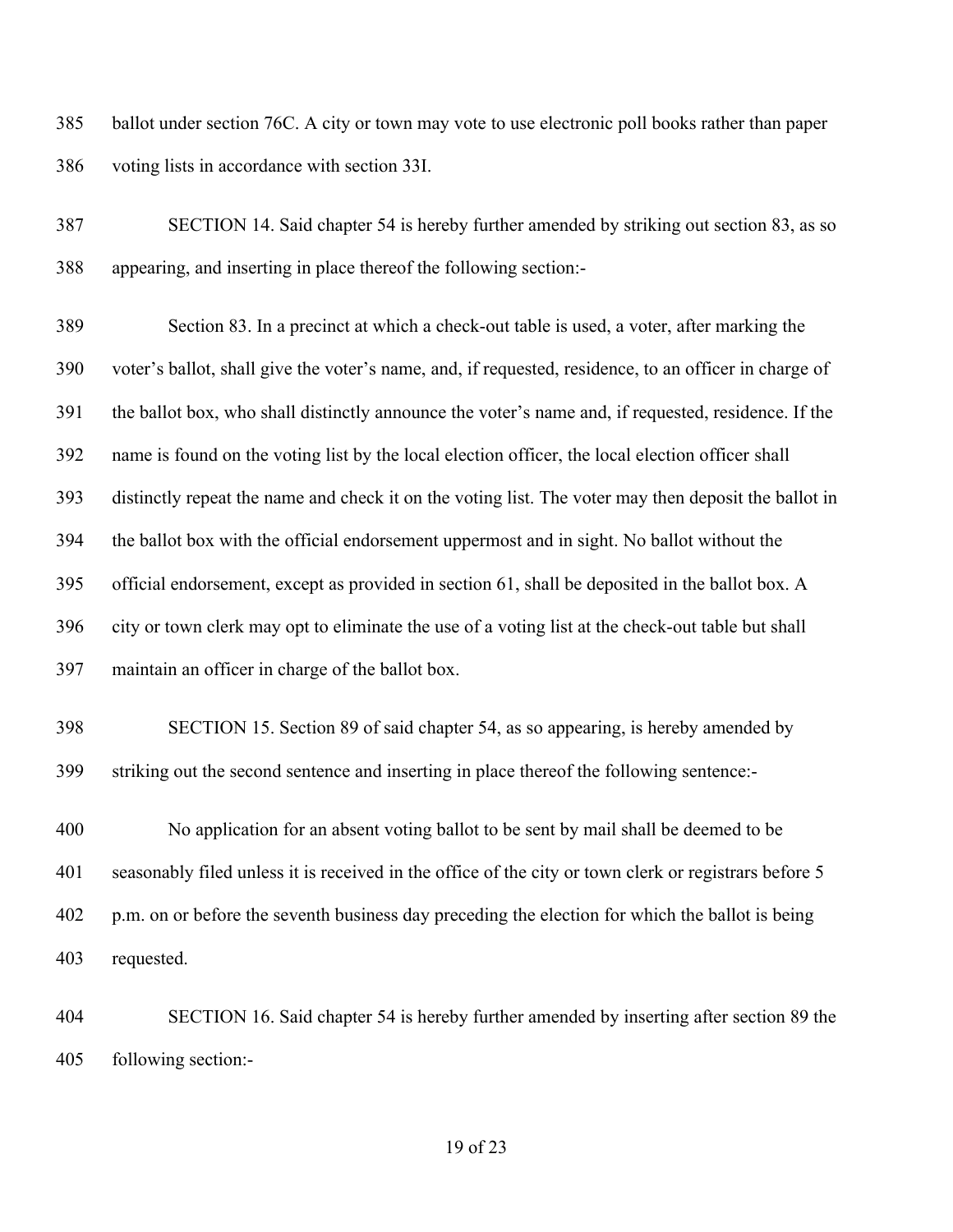ballot under section 76C. A city or town may vote to use electronic poll books rather than paper voting lists in accordance with section 33I.

SECTION 14. Said chapter 54 is hereby further amended by striking out section 83, as so appearing, and inserting in place thereof the following section:-

Section 83. In a precinct at which a check-out table is used, a voter, after marking the voter's ballot, shall give the voter's name, and, if requested, residence, to an officer in charge of the ballot box, who shall distinctly announce the voter's name and, if requested, residence. If the name is found on the voting list by the local election officer, the local election officer shall distinctly repeat the name and check it on the voting list. The voter may then deposit the ballot in the ballot box with the official endorsement uppermost and in sight. No ballot without the official endorsement, except as provided in section 61, shall be deposited in the ballot box. A city or town clerk may opt to eliminate the use of a voting list at the check-out table but shall maintain an officer in charge of the ballot box.

SECTION 15. Section 89 of said chapter 54, as so appearing, is hereby amended by striking out the second sentence and inserting in place thereof the following sentence:-

No application for an absent voting ballot to be sent by mail shall be deemed to be seasonably filed unless it is received in the office of the city or town clerk or registrars before 5 p.m. on or before the seventh business day preceding the election for which the ballot is being requested.

SECTION 16. Said chapter 54 is hereby further amended by inserting after section 89 the following section:-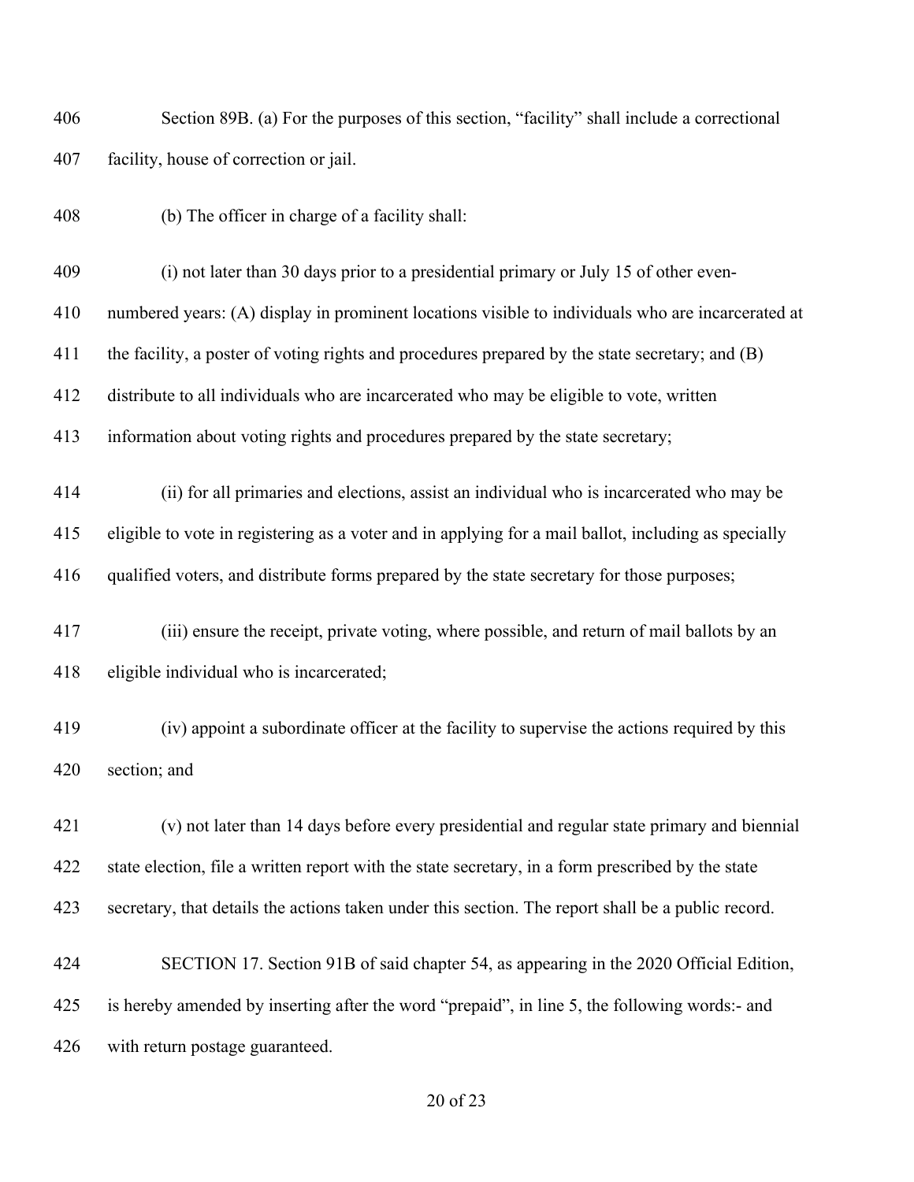Section 89B. (a) For the purposes of this section, "facility" shall include a correctional facility, house of correction or jail.

(b) The officer in charge of a facility shall:

(i) not later than 30 days prior to a presidential primary or July 15 of other even-numbered years: (A) display in prominent locations visible to individuals who are incarcerated at the facility, a poster of voting rights and procedures prepared by the state secretary; and (B) distribute to all individuals who are incarcerated who may be eligible to vote, written information about voting rights and procedures prepared by the state secretary;

(ii) for all primaries and elections, assist an individual who is incarcerated who may be eligible to vote in registering as a voter and in applying for a mail ballot, including as specially qualified voters, and distribute forms prepared by the state secretary for those purposes;

(iii) ensure the receipt, private voting, where possible, and return of mail ballots by an eligible individual who is incarcerated;

(iv) appoint a subordinate officer at the facility to supervise the actions required by this section; and

(v) not later than 14 days before every presidential and regular state primary and biennial state election, file a written report with the state secretary, in a form prescribed by the state secretary, that details the actions taken under this section. The report shall be a public record.

SECTION 17. Section 91B of said chapter 54, as appearing in the 2020 Official Edition, is hereby amended by inserting after the word "prepaid", in line 5, the following words:- and with return postage guaranteed.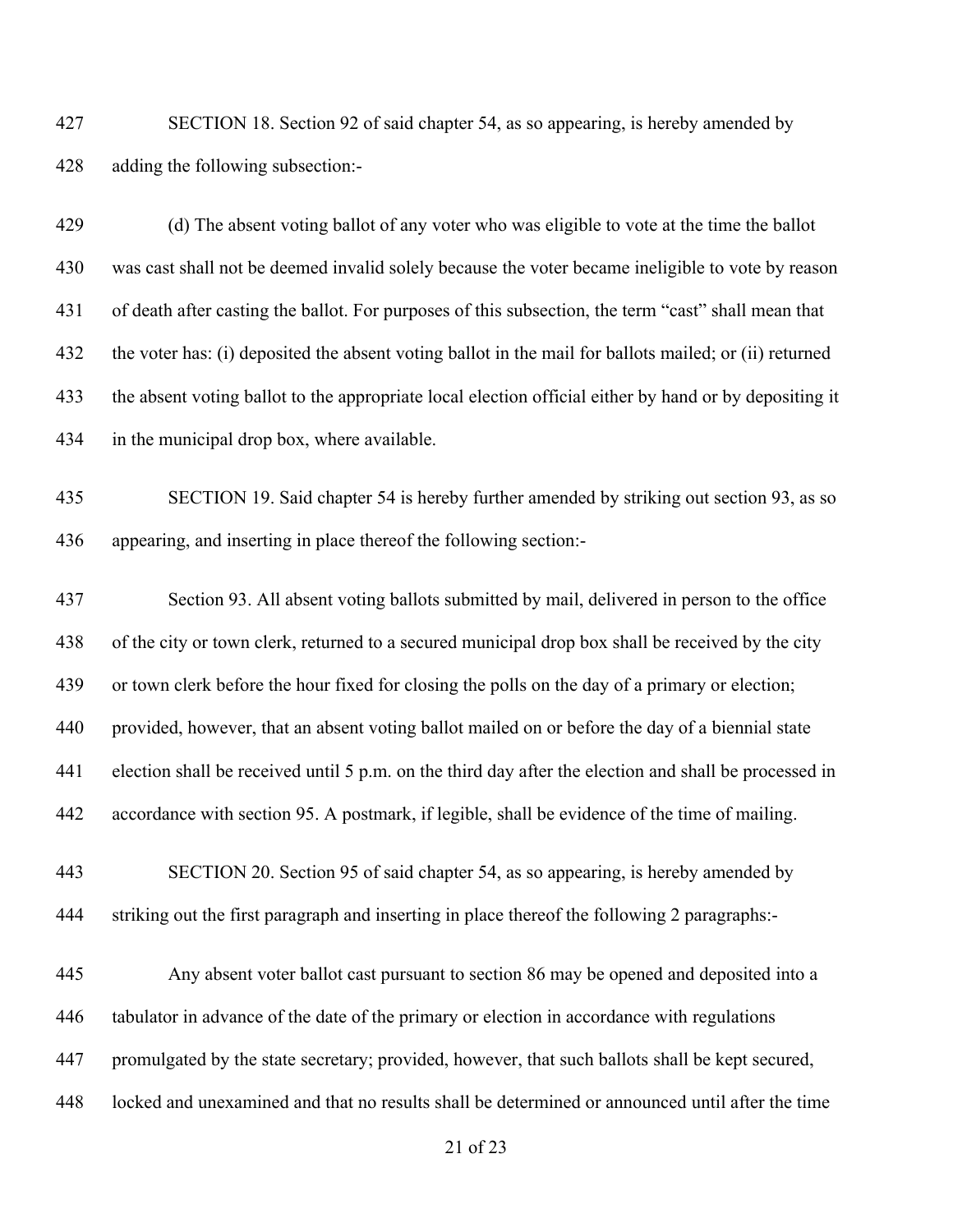SECTION 18. Section 92 of said chapter 54, as so appearing, is hereby amended by adding the following subsection:-

(d) The absent voting ballot of any voter who was eligible to vote at the time the ballot was cast shall not be deemed invalid solely because the voter became ineligible to vote by reason of death after casting the ballot. For purposes of this subsection, the term "cast" shall mean that the voter has: (i) deposited the absent voting ballot in the mail for ballots mailed; or (ii) returned the absent voting ballot to the appropriate local election official either by hand or by depositing it in the municipal drop box, where available.

SECTION 19. Said chapter 54 is hereby further amended by striking out section 93, as so appearing, and inserting in place thereof the following section:-

Section 93. All absent voting ballots submitted by mail, delivered in person to the office of the city or town clerk, returned to a secured municipal drop box shall be received by the city or town clerk before the hour fixed for closing the polls on the day of a primary or election; provided, however, that an absent voting ballot mailed on or before the day of a biennial state election shall be received until 5 p.m. on the third day after the election and shall be processed in accordance with section 95. A postmark, if legible, shall be evidence of the time of mailing.

SECTION 20. Section 95 of said chapter 54, as so appearing, is hereby amended by striking out the first paragraph and inserting in place thereof the following 2 paragraphs:-

Any absent voter ballot cast pursuant to section 86 may be opened and deposited into a tabulator in advance of the date of the primary or election in accordance with regulations promulgated by the state secretary; provided, however, that such ballots shall be kept secured, locked and unexamined and that no results shall be determined or announced until after the time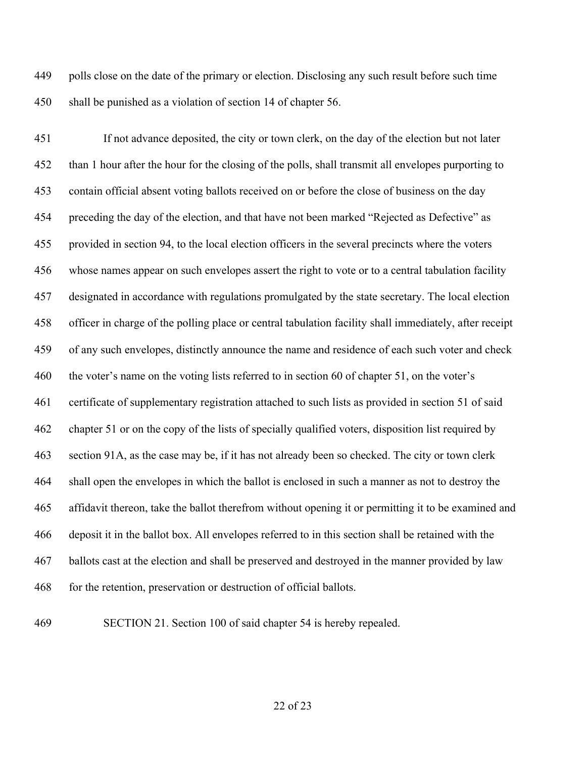polls close on the date of the primary or election. Disclosing any such result before such time shall be punished as a violation of section 14 of chapter 56.

If not advance deposited, the city or town clerk, on the day of the election but not later than 1 hour after the hour for the closing of the polls, shall transmit all envelopes purporting to contain official absent voting ballots received on or before the close of business on the day preceding the day of the election, and that have not been marked "Rejected as Defective" as provided in section 94, to the local election officers in the several precincts where the voters whose names appear on such envelopes assert the right to vote or to a central tabulation facility designated in accordance with regulations promulgated by the state secretary. The local election officer in charge of the polling place or central tabulation facility shall immediately, after receipt of any such envelopes, distinctly announce the name and residence of each such voter and check the voter's name on the voting lists referred to in section 60 of chapter 51, on the voter's certificate of supplementary registration attached to such lists as provided in section 51 of said chapter 51 or on the copy of the lists of specially qualified voters, disposition list required by section 91A, as the case may be, if it has not already been so checked. The city or town clerk shall open the envelopes in which the ballot is enclosed in such a manner as not to destroy the affidavit thereon, take the ballot therefrom without opening it or permitting it to be examined and deposit it in the ballot box. All envelopes referred to in this section shall be retained with the ballots cast at the election and shall be preserved and destroyed in the manner provided by law for the retention, preservation or destruction of official ballots.

SECTION 21. Section 100 of said chapter 54 is hereby repealed.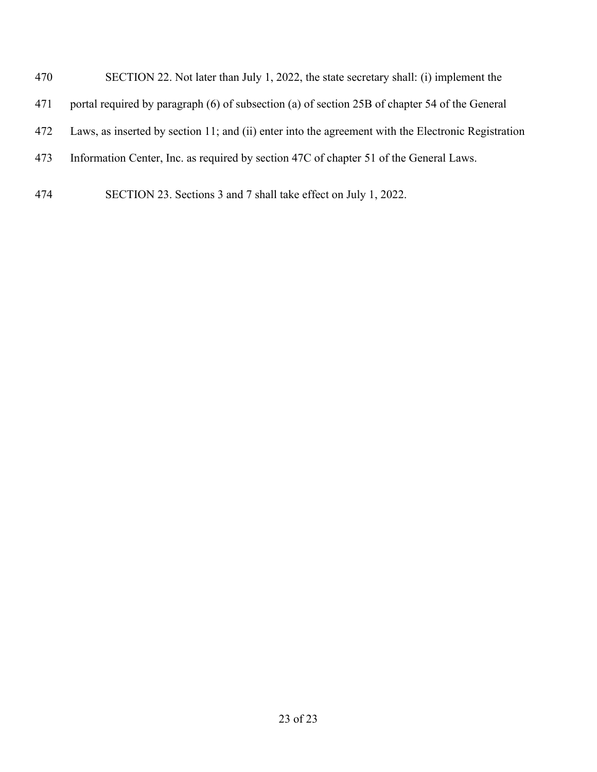SECTION 22. Not later than July 1, 2022, the state secretary shall: (i) implement the portal required by paragraph (6) of subsection (a) of section 25B of chapter 54 of the General Laws, as inserted by section 11; and (ii) enter into the agreement with the Electronic Registration Information Center, Inc. as required by section 47C of chapter 51 of the General Laws.

SECTION 23. Sections 3 and 7 shall take effect on July 1, 2022.